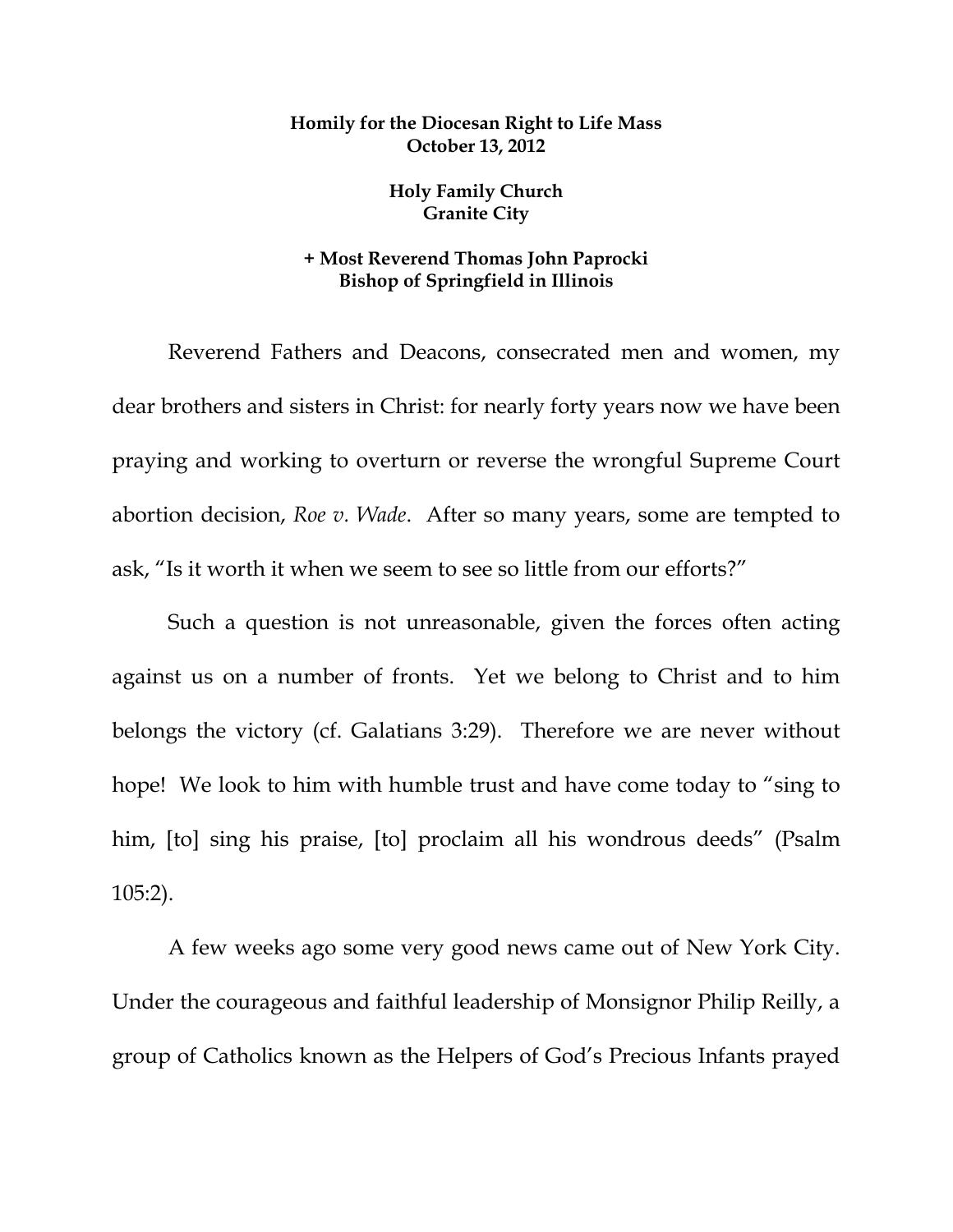**Homily for the Diocesan Right to Life Mass**
**October 13, 2012**

**Holy Family Church**
**Granite City**

**+ Most Reverend Thomas John Paprocki**
**Bishop of Springfield in Illinois**

Reverend Fathers and Deacons, consecrated men and women, my dear brothers and sisters in Christ: for nearly forty years now we have been praying and working to overturn or reverse the wrongful Supreme Court abortion decision, *Roe v. Wade*. After so many years, some are tempted to ask, "Is it worth it when we seem to see so little from our efforts?"

Such a question is not unreasonable, given the forces often acting against us on a number of fronts. Yet we belong to Christ and to him belongs the victory (cf. Galatians 3:29). Therefore we are never without hope! We look to him with humble trust and have come today to "sing to him, [to] sing his praise, [to] proclaim all his wondrous deeds" (Psalm 105:2).

A few weeks ago some very good news came out of New York City. Under the courageous and faithful leadership of Monsignor Philip Reilly, a group of Catholics known as the Helpers of God's Precious Infants prayed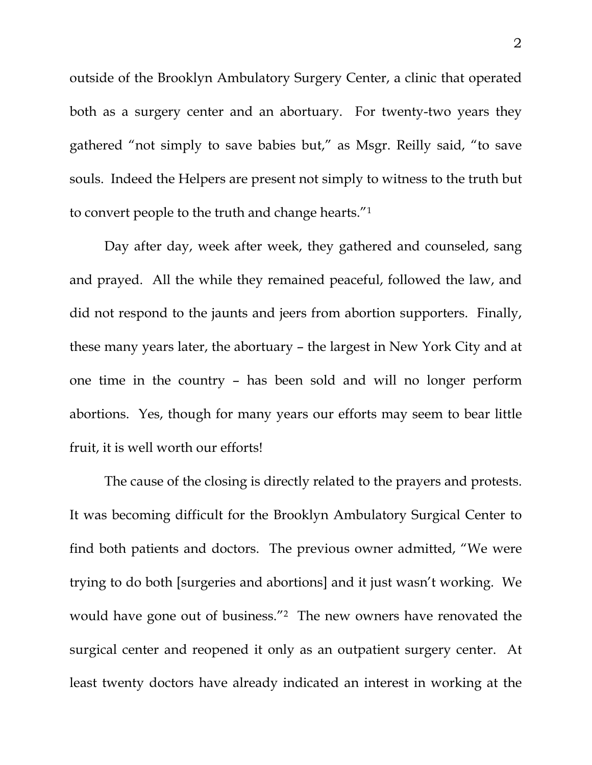outside of the Brooklyn Ambulatory Surgery Center, a clinic that operated both as a surgery center and an abortuary. For twenty-two years they gathered "not simply to save babies but," as Msgr. Reilly said, "to save souls. Indeed the Helpers are present not simply to witness to the truth but to convert people to the truth and change hearts."[1]

Day after day, week after week, they gathered and counseled, sang and prayed. All the while they remained peaceful, followed the law, and did not respond to the jaunts and jeers from abortion supporters. Finally, these many years later, the abortuary – the largest in New York City and at one time in the country – has been sold and will no longer perform abortions. Yes, though for many years our efforts may seem to bear little fruit, it is well worth our efforts!

The cause of the closing is directly related to the prayers and protests. It was becoming difficult for the Brooklyn Ambulatory Surgical Center to find both patients and doctors. The previous owner admitted, "We were trying to do both [surgeries and abortions] and it just wasn't working. We would have gone out of business."[2] The new owners have renovated the surgical center and reopened it only as an outpatient surgery center. At least twenty doctors have already indicated an interest in working at the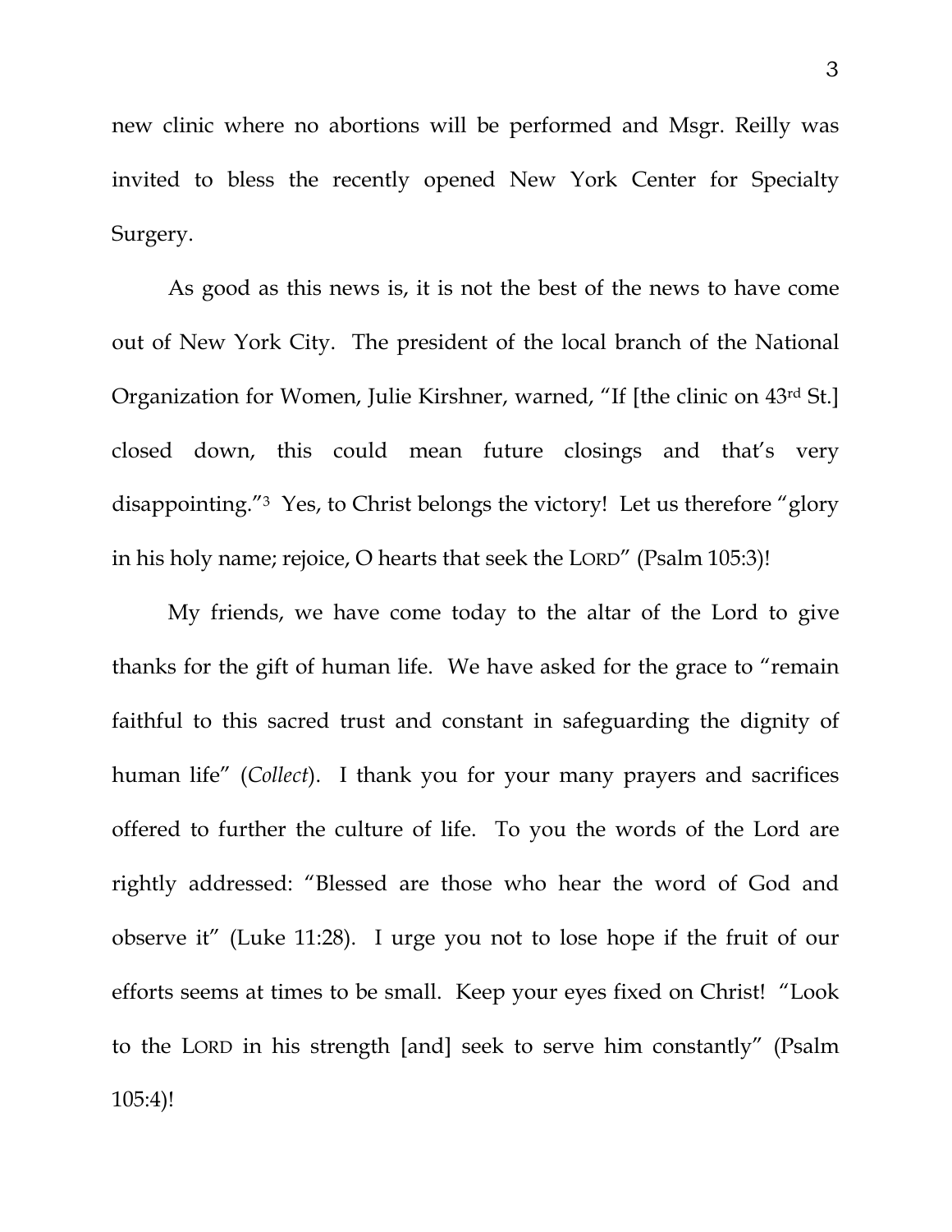new clinic where no abortions will be performed and Msgr. Reilly was invited to bless the recently opened New York Center for Specialty Surgery.

As good as this news is, it is not the best of the news to have come out of New York City. The president of the local branch of the National Organization for Women, Julie Kirshner, warned, "If [the clinic on 43rd St.] closed down, this could mean future closings and that's very disappointing."[3] Yes, to Christ belongs the victory! Let us therefore "glory in his holy name; rejoice, O hearts that seek the LORD" (Psalm 105:3)!

My friends, we have come today to the altar of the Lord to give thanks for the gift of human life. We have asked for the grace to "remain faithful to this sacred trust and constant in safeguarding the dignity of human life" (*Collect*). I thank you for your many prayers and sacrifices offered to further the culture of life. To you the words of the Lord are rightly addressed: "Blessed are those who hear the word of God and observe it" (Luke 11:28). I urge you not to lose hope if the fruit of our efforts seems at times to be small. Keep your eyes fixed on Christ! "Look to the LORD in his strength [and] seek to serve him constantly" (Psalm 105:4)!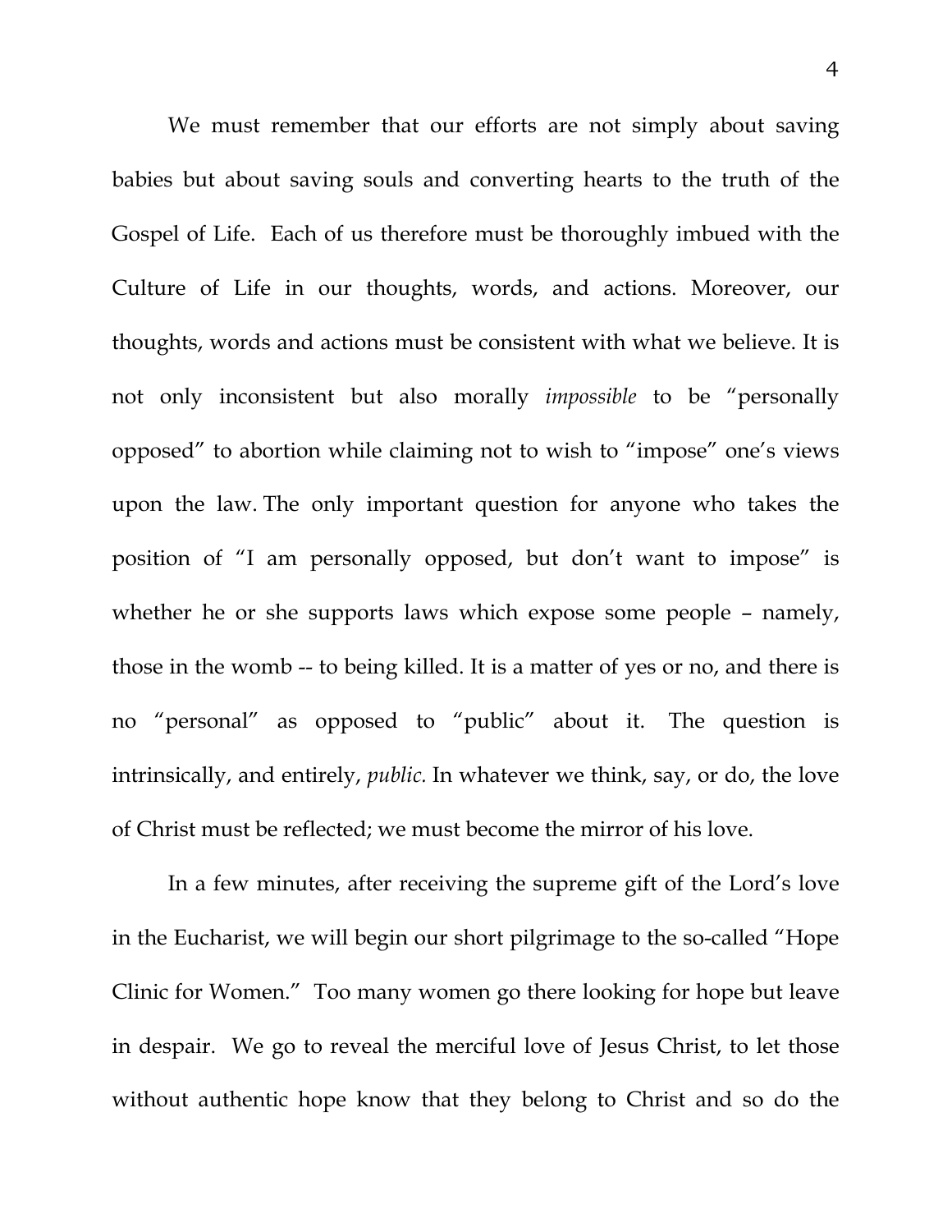We must remember that our efforts are not simply about saving babies but about saving souls and converting hearts to the truth of the Gospel of Life. Each of us therefore must be thoroughly imbued with the Culture of Life in our thoughts, words, and actions. Moreover, our thoughts, words and actions must be consistent with what we believe. It is not only inconsistent but also morally *impossible* to be "personally opposed" to abortion while claiming not to wish to "impose" one's views upon the law. The only important question for anyone who takes the position of "I am personally opposed, but don't want to impose" is whether he or she supports laws which expose some people – namely, those in the womb -- to being killed. It is a matter of yes or no, and there is no "personal" as opposed to "public" about it. The question is intrinsically, and entirely, *public.* In whatever we think, say, or do, the love of Christ must be reflected; we must become the mirror of his love.

In a few minutes, after receiving the supreme gift of the Lord's love in the Eucharist, we will begin our short pilgrimage to the so-called "Hope Clinic for Women." Too many women go there looking for hope but leave in despair. We go to reveal the merciful love of Jesus Christ, to let those without authentic hope know that they belong to Christ and so do the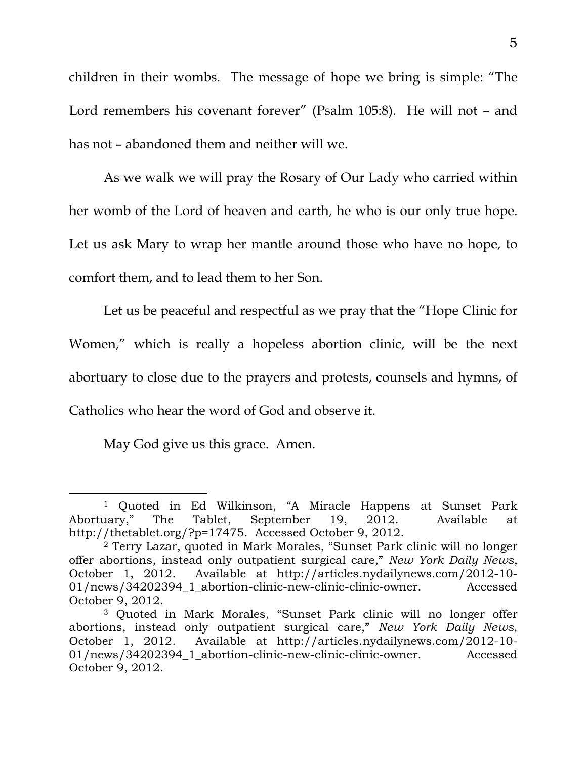children in their wombs. The message of hope we bring is simple: "The Lord remembers his covenant forever" (Psalm 105:8). He will not – and has not – abandoned them and neither will we.

As we walk we will pray the Rosary of Our Lady who carried within her womb of the Lord of heaven and earth, he who is our only true hope. Let us ask Mary to wrap her mantle around those who have no hope, to comfort them, and to lead them to her Son.

Let us be peaceful and respectful as we pray that the "Hope Clinic for Women," which is really a hopeless abortion clinic, will be the next abortuary to close due to the prayers and protests, counsels and hymns, of Catholics who hear the word of God and observe it.

May God give us this grace. Amen.

---

[1] Quoted in Ed Wilkinson, "A Miracle Happens at Sunset Park Abortuary," The Tablet, September 19, 2012. Available at http://thetablet.org/?p=17475. Accessed October 9, 2012.

[2] Terry Lazar, quoted in Mark Morales, "Sunset Park clinic will no longer offer abortions, instead only outpatient surgical care," *New York Daily News*, October 1, 2012. Available at http://articles.nydailynews.com/2012-10-01/news/34202394_1_abortion-clinic-new-clinic-clinic-owner. Accessed October 9, 2012.

[3] Quoted in Mark Morales, "Sunset Park clinic will no longer offer abortions, instead only outpatient surgical care," *New York Daily News*, October 1, 2012. Available at http://articles.nydailynews.com/2012-10-01/news/34202394_1_abortion-clinic-new-clinic-clinic-owner. Accessed October 9, 2012.